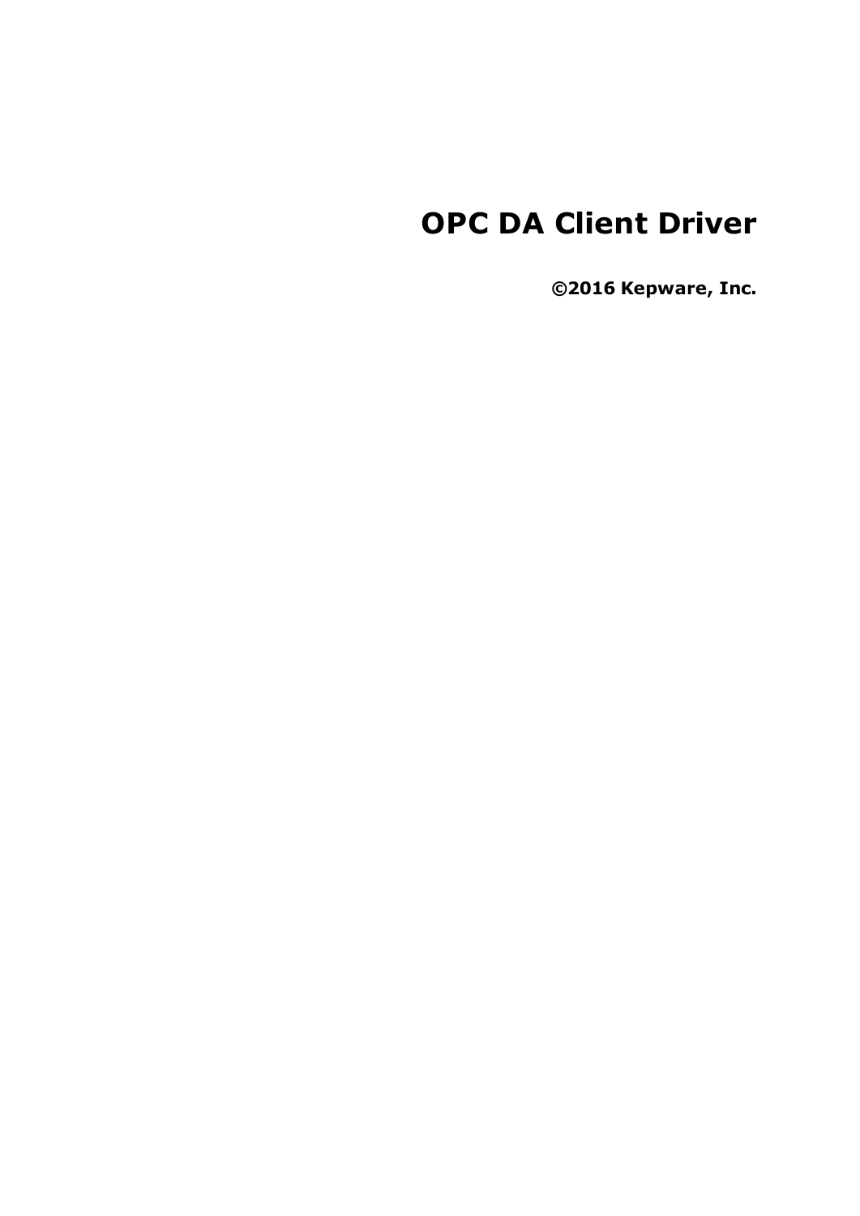# OPC DA Client Driver

**©2016 Kepware, Inc.**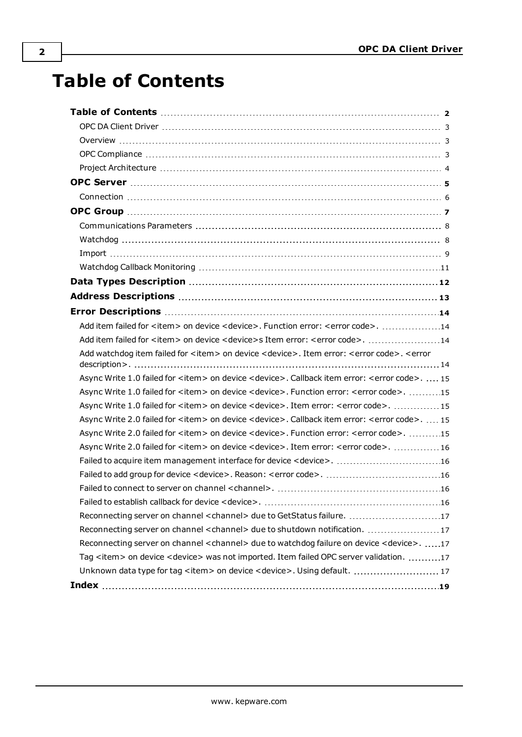# Table of Contents

**Table of Contents** 2
- OPC DA Client Driver 3
- Overview 3
- OPC Compliance 3
- Project Architecture 4

**OPC Server** 5
- Connection 6

**OPC Group** 7
- Communications Parameters 8
- Watchdog 8
- Import 9
- Watchdog Callback Monitoring 11

**Data Types Description** 12

**Address Descriptions** 13

**Error Descriptions** 14
- Add item failed for <item> on device <device>. Function error: <error code>. 14
- Add item failed for <item> on device <device>s Item error: <error code>. 14
- Add watchdog item failed for <item> on device <device>. Item error: <error code>. <error description>. 14
- Async Write 1.0 failed for <item> on device <device>. Callback item error: <error code>. 15
- Async Write 1.0 failed for <item> on device <device>. Function error: <error code>. 15
- Async Write 1.0 failed for <item> on device <device>. Item error: <error code>. 15
- Async Write 2.0 failed for <item> on device <device>. Callback item error: <error code>. 15
- Async Write 2.0 failed for <item> on device <device>. Function error: <error code>. 15
- Async Write 2.0 failed for <item> on device <device>. Item error: <error code>. 16
- Failed to acquire item management interface for device <device>. 16
- Failed to add group for device <device>. Reason: <error code>. 16
- Failed to connect to server on channel <channel>. 16
- Failed to establish callback for device <device>. 16
- Reconnecting server on channel <channel> due to GetStatus failure. 17
- Reconnecting server on channel <channel> due to shutdown notification. 17
- Reconnecting server on channel <channel> due to watchdog failure on device <device>. 17
- Tag <item> on device <device> was not imported. Item failed OPC server validation. 17
- Unknown data type for tag <item> on device <device>. Using default. 17

**Index** 19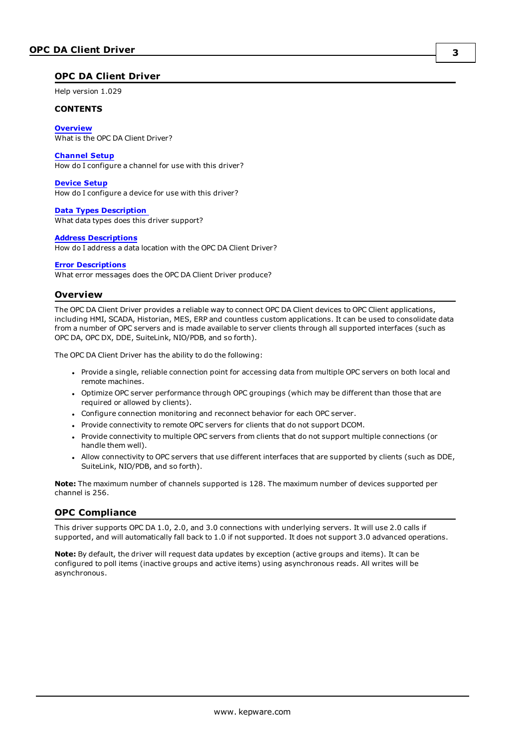# OPC DA Client Driver

Help version 1.029

### CONTENTS

**Overview**
What is the OPC DA Client Driver?

**Channel Setup**
How do I configure a channel for use with this driver?

**Device Setup**
How do I configure a device for use with this driver?

**Data Types Description**
What data types does this driver support?

**Address Descriptions**
How do I address a data location with the OPC DA Client Driver?

**Error Descriptions**
What error messages does the OPC DA Client Driver produce?

## Overview

The OPC DA Client Driver provides a reliable way to connect OPC DA Client devices to OPC Client applications, including HMI, SCADA, Historian, MES, ERP and countless custom applications. It can be used to consolidate data from a number of OPC servers and is made available to server clients through all supported interfaces (such as OPC DA, OPC DX, DDE, SuiteLink, NIO/PDB, and so forth).

The OPC DA Client Driver has the ability to do the following:

- Provide a single, reliable connection point for accessing data from multiple OPC servers on both local and remote machines.
- Optimize OPC server performance through OPC groupings (which may be different than those that are required or allowed by clients).
- Configure connection monitoring and reconnect behavior for each OPC server.
- Provide connectivity to remote OPC servers for clients that do not support DCOM.
- Provide connectivity to multiple OPC servers from clients that do not support multiple connections (or handle them well).
- Allow connectivity to OPC servers that use different interfaces that are supported by clients (such as DDE, SuiteLink, NIO/PDB, and so forth).

**Note:** The maximum number of channels supported is 128. The maximum number of devices supported per channel is 256.

## OPC Compliance

This driver supports OPC DA 1.0, 2.0, and 3.0 connections with underlying servers. It will use 2.0 calls if supported, and will automatically fall back to 1.0 if not supported. It does not support 3.0 advanced operations.

**Note:** By default, the driver will request data updates by exception (active groups and items). It can be configured to poll items (inactive groups and active items) using asynchronous reads. All writes will be asynchronous.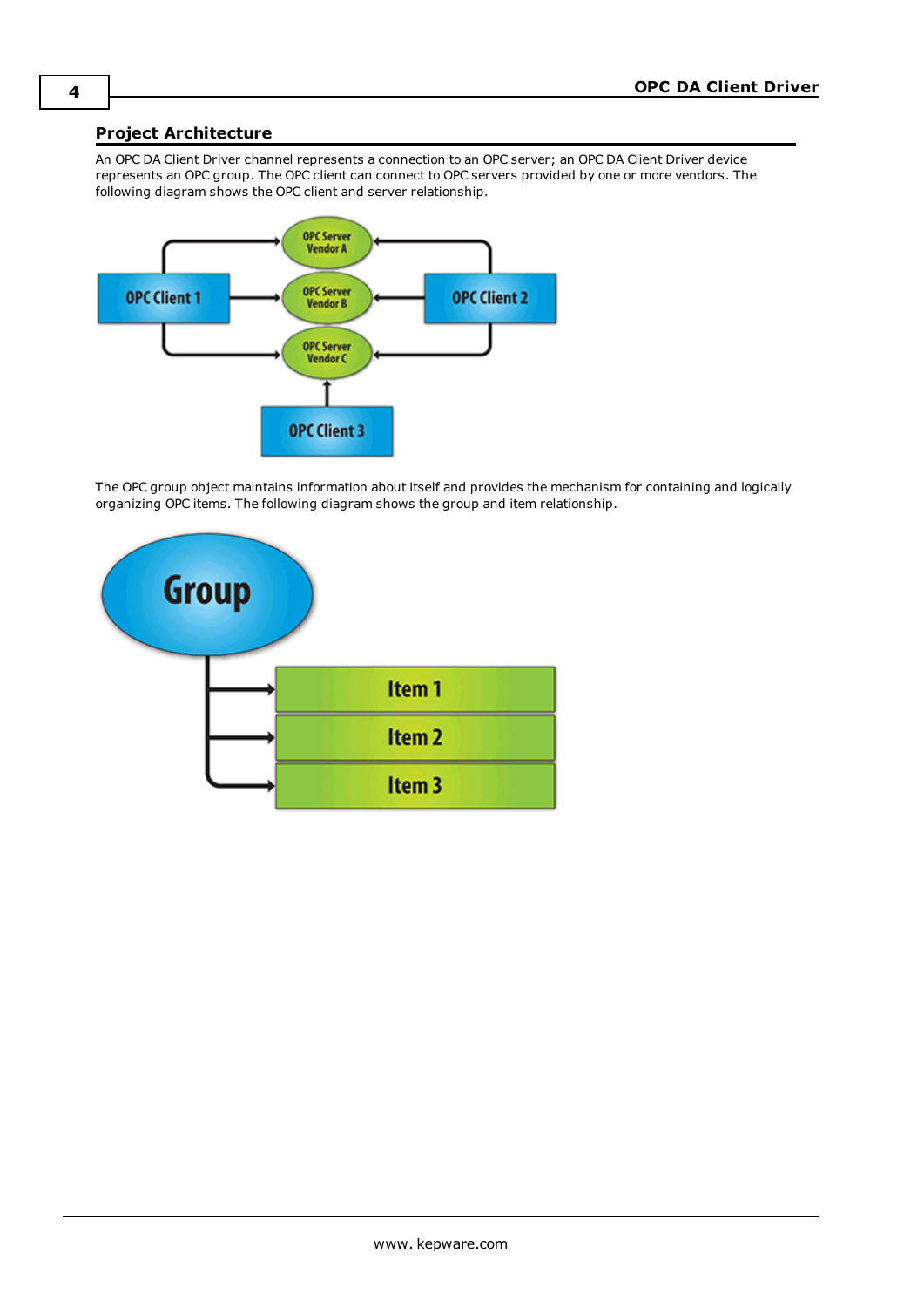## Project Architecture

An OPC DA Client Driver channel represents a connection to an OPC server; an OPC DA Client Driver device represents an OPC group. The OPC client can connect to OPC servers provided by one or more vendors. The following diagram shows the OPC client and server relationship.

The OPC group object maintains information about itself and provides the mechanism for containing and logically organizing OPC items. The following diagram shows the group and item relationship.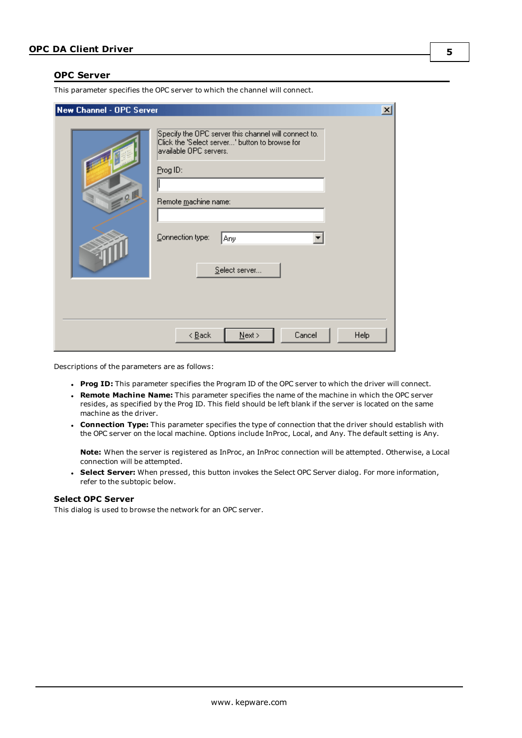## OPC Server

This parameter specifies the OPC server to which the channel will connect.

Descriptions of the parameters are as follows:

- **Prog ID:** This parameter specifies the Program ID of the OPC server to which the driver will connect.
- **Remote Machine Name:** This parameter specifies the name of the machine in which the OPC server resides, as specified by the Prog ID. This field should be left blank if the server is located on the same machine as the driver.
- **Connection Type:** This parameter specifies the type of connection that the driver should establish with the OPC server on the local machine. Options include InProc, Local, and Any. The default setting is Any.

  **Note:** When the server is registered as InProc, an InProc connection will be attempted. Otherwise, a Local connection will be attempted.
- **Select Server:** When pressed, this button invokes the Select OPC Server dialog. For more information, refer to the subtopic below.

### Select OPC Server

This dialog is used to browse the network for an OPC server.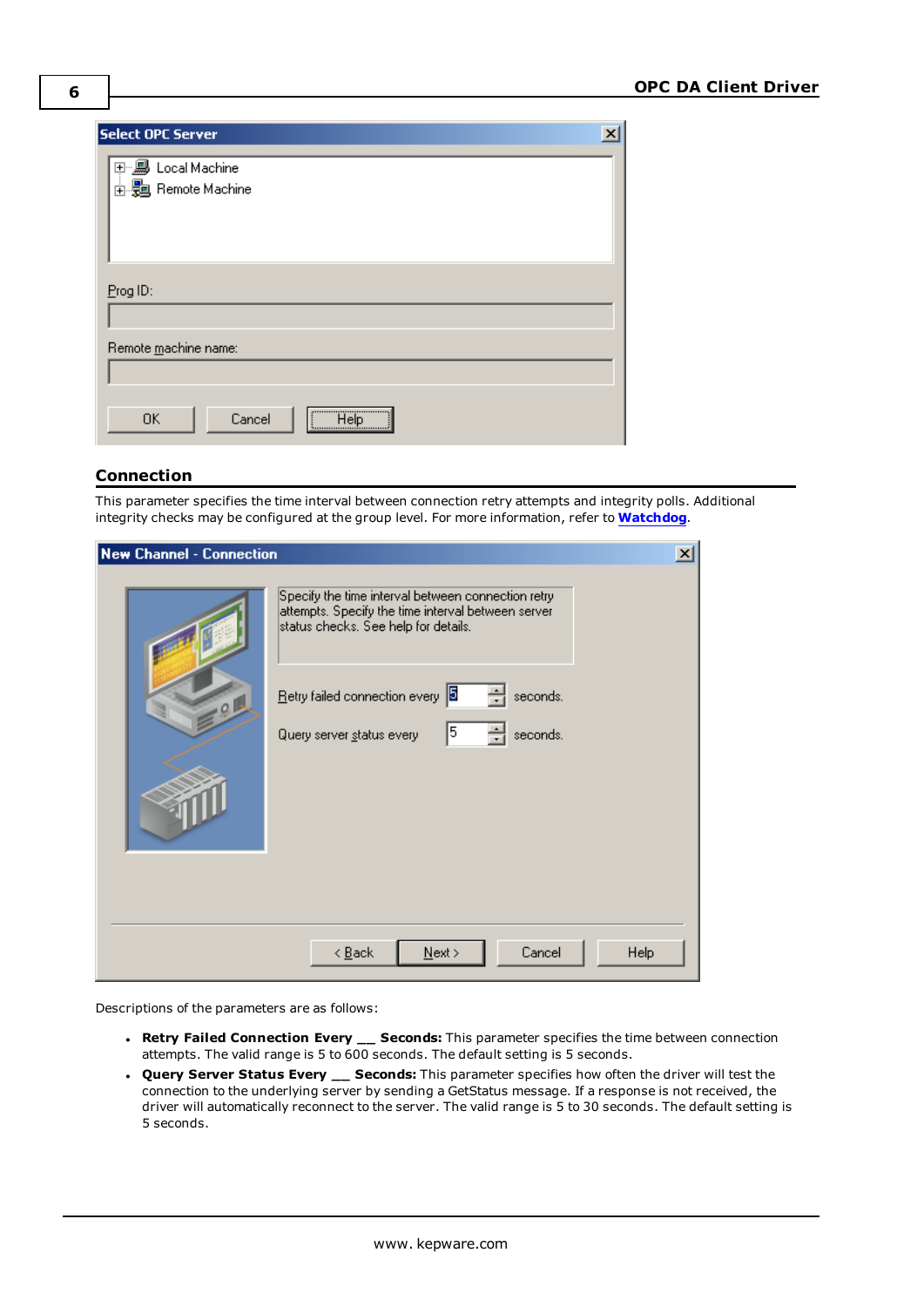## Connection

This parameter specifies the time interval between connection retry attempts and integrity polls. Additional integrity checks may be configured at the group level. For more information, refer to **Watchdog**.

Descriptions of the parameters are as follows:

- **Retry Failed Connection Every __ Seconds:** This parameter specifies the time between connection attempts. The valid range is 5 to 600 seconds. The default setting is 5 seconds.
- **Query Server Status Every __ Seconds:** This parameter specifies how often the driver will test the connection to the underlying server by sending a GetStatus message. If a response is not received, the driver will automatically reconnect to the server. The valid range is 5 to 30 seconds. The default setting is 5 seconds.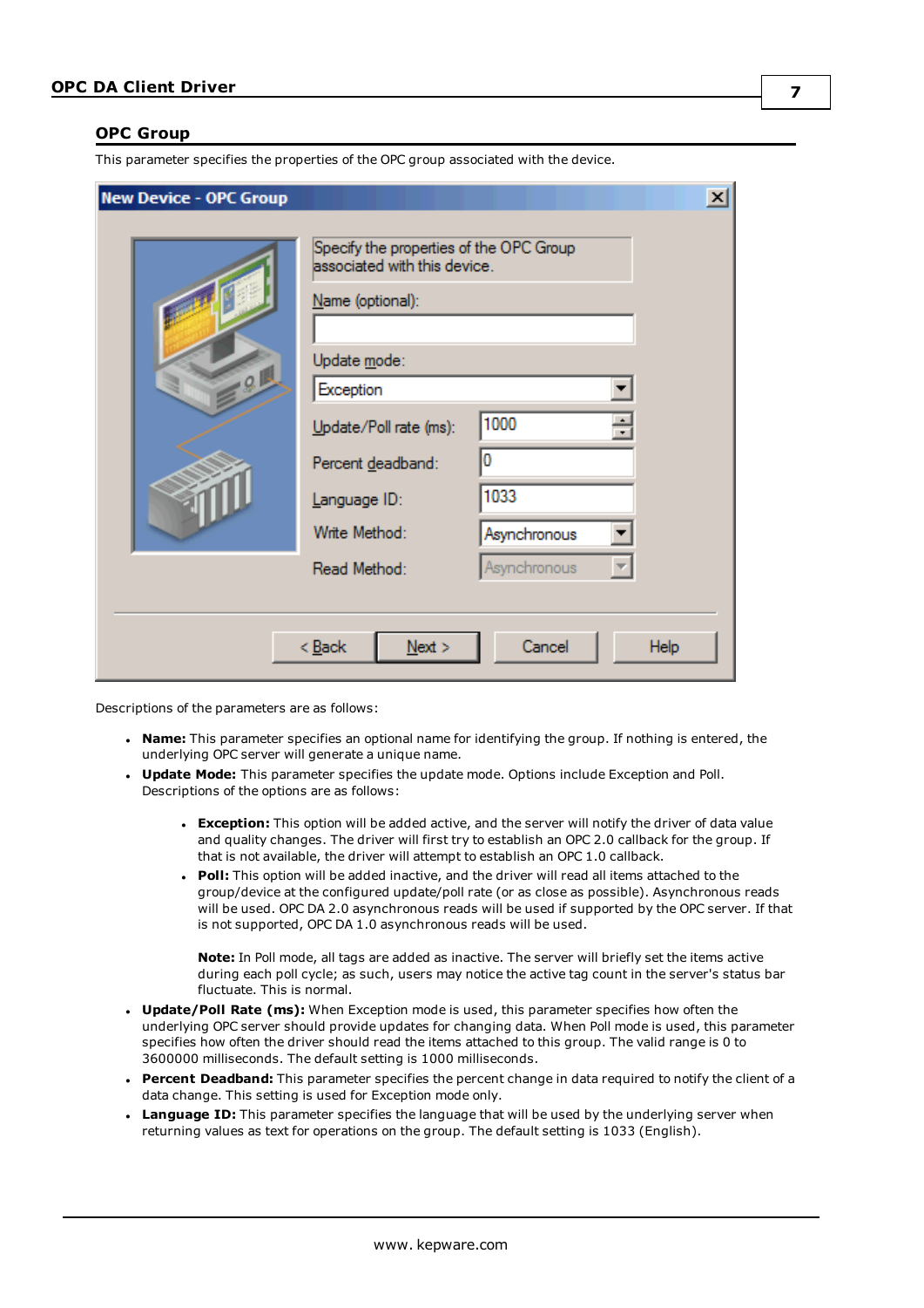## OPC Group

This parameter specifies the properties of the OPC group associated with the device.

Descriptions of the parameters are as follows:

- **Name:** This parameter specifies an optional name for identifying the group. If nothing is entered, the underlying OPC server will generate a unique name.
- **Update Mode:** This parameter specifies the update mode. Options include Exception and Poll. Descriptions of the options are as follows:
  - **Exception:** This option will be added active, and the server will notify the driver of data value and quality changes. The driver will first try to establish an OPC 2.0 callback for the group. If that is not available, the driver will attempt to establish an OPC 1.0 callback.
  - **Poll:** This option will be added inactive, and the driver will read all items attached to the group/device at the configured update/poll rate (or as close as possible). Asynchronous reads will be used. OPC DA 2.0 asynchronous reads will be used if supported by the OPC server. If that is not supported, OPC DA 1.0 asynchronous reads will be used.

    **Note:** In Poll mode, all tags are added as inactive. The server will briefly set the items active during each poll cycle; as such, users may notice the active tag count in the server's status bar fluctuate. This is normal.
- **Update/Poll Rate (ms):** When Exception mode is used, this parameter specifies how often the underlying OPC server should provide updates for changing data. When Poll mode is used, this parameter specifies how often the driver should read the items attached to this group. The valid range is 0 to 3600000 milliseconds. The default setting is 1000 milliseconds.
- **Percent Deadband:** This parameter specifies the percent change in data required to notify the client of a data change. This setting is used for Exception mode only.
- **Language ID:** This parameter specifies the language that will be used by the underlying server when returning values as text for operations on the group. The default setting is 1033 (English).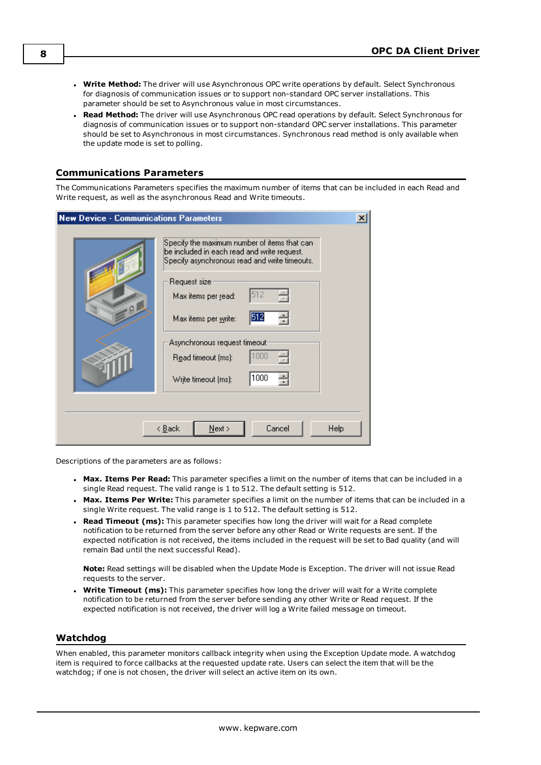- **Write Method:** The driver will use Asynchronous OPC write operations by default. Select Synchronous for diagnosis of communication issues or to support non-standard OPC server installations. This parameter should be set to Asynchronous value in most circumstances.
- **Read Method:** The driver will use Asynchronous OPC read operations by default. Select Synchronous for diagnosis of communication issues or to support non-standard OPC server installations. This parameter should be set to Asynchronous in most circumstances. Synchronous read method is only available when the update mode is set to polling.

## Communications Parameters

The Communications Parameters specifies the maximum number of items that can be included in each Read and Write request, as well as the asynchronous Read and Write timeouts.

Descriptions of the parameters are as follows:

- **Max. Items Per Read:** This parameter specifies a limit on the number of items that can be included in a single Read request. The valid range is 1 to 512. The default setting is 512.
- **Max. Items Per Write:** This parameter specifies a limit on the number of items that can be included in a single Write request. The valid range is 1 to 512. The default setting is 512.
- **Read Timeout (ms):** This parameter specifies how long the driver will wait for a Read complete notification to be returned from the server before any other Read or Write requests are sent. If the expected notification is not received, the items included in the request will be set to Bad quality (and will remain Bad until the next successful Read).

  **Note:** Read settings will be disabled when the Update Mode is Exception. The driver will not issue Read requests to the server.
- **Write Timeout (ms):** This parameter specifies how long the driver will wait for a Write complete notification to be returned from the server before sending any other Write or Read request. If the expected notification is not received, the driver will log a Write failed message on timeout.

## Watchdog

When enabled, this parameter monitors callback integrity when using the Exception Update mode. A watchdog item is required to force callbacks at the requested update rate. Users can select the item that will be the watchdog; if one is not chosen, the driver will select an active item on its own.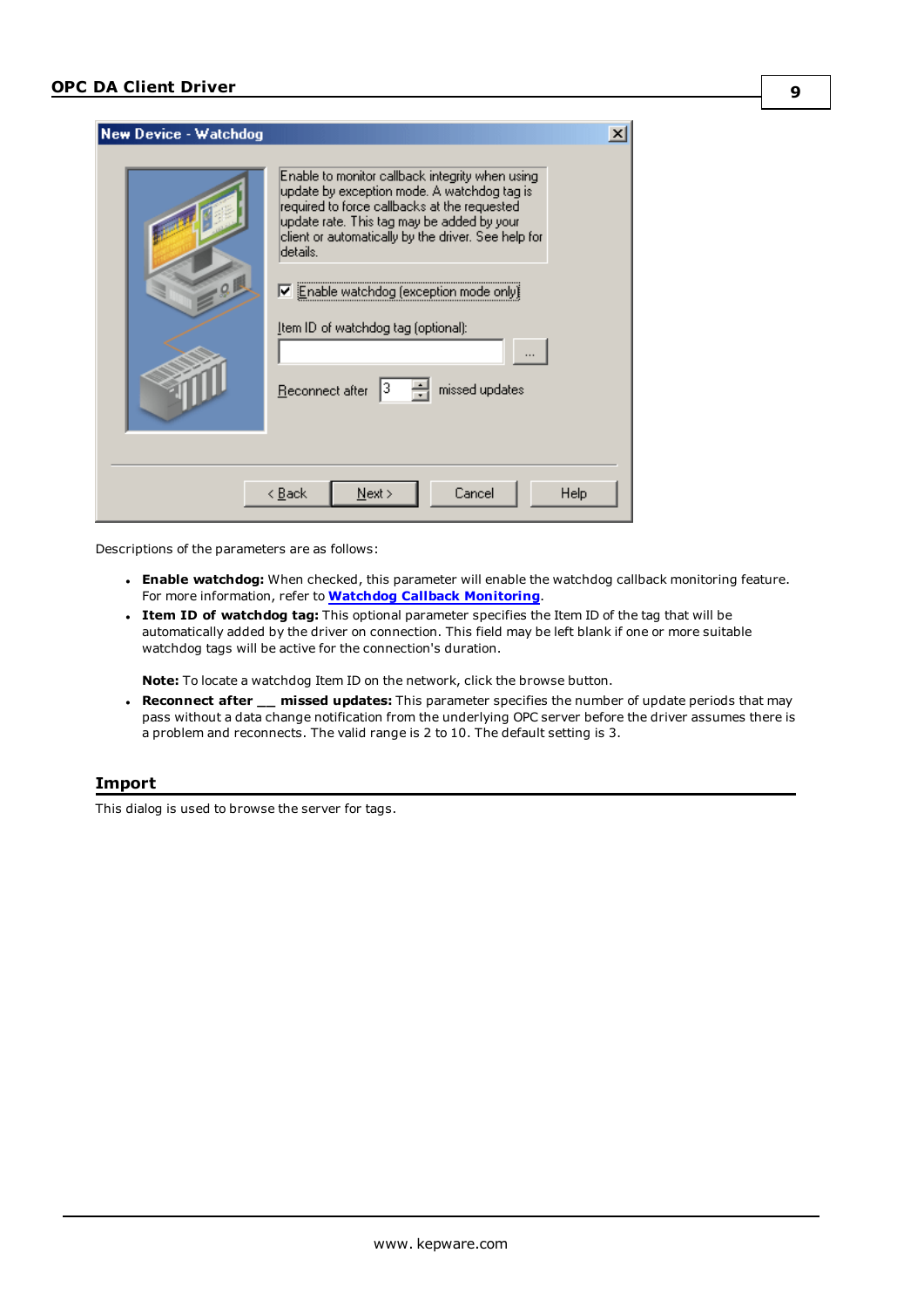Descriptions of the parameters are as follows:

- **Enable watchdog:** When checked, this parameter will enable the watchdog callback monitoring feature. For more information, refer to **Watchdog Callback Monitoring**.
- **Item ID of watchdog tag:** This optional parameter specifies the Item ID of the tag that will be automatically added by the driver on connection. This field may be left blank if one or more suitable watchdog tags will be active for the connection's duration.

  **Note:** To locate a watchdog Item ID on the network, click the browse button.
- **Reconnect after __ missed updates:** This parameter specifies the number of update periods that may pass without a data change notification from the underlying OPC server before the driver assumes there is a problem and reconnects. The valid range is 2 to 10. The default setting is 3.

## Import

This dialog is used to browse the server for tags.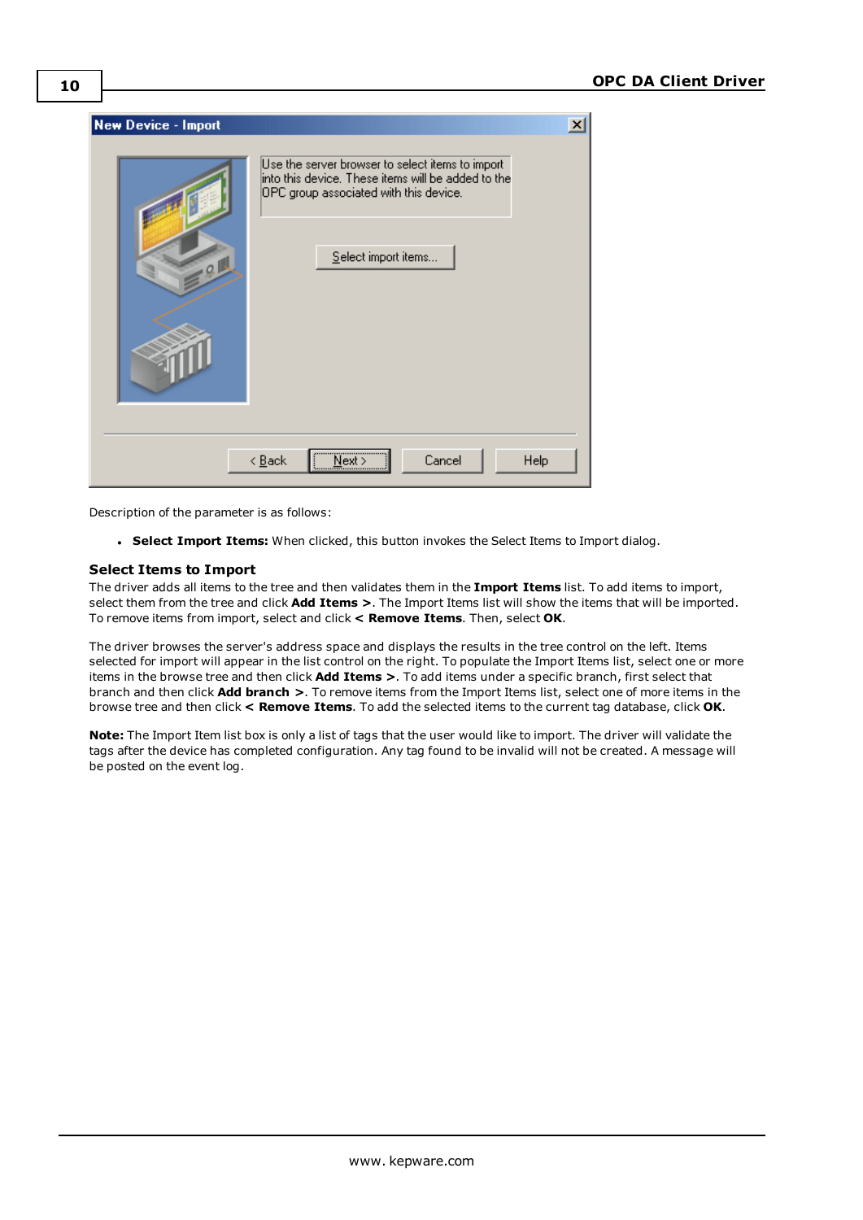Description of the parameter is as follows:

- **Select Import Items:** When clicked, this button invokes the Select Items to Import dialog.

### Select Items to Import

The driver adds all items to the tree and then validates them in the **Import Items** list. To add items to import, select them from the tree and click **Add Items >**. The Import Items list will show the items that will be imported. To remove items from import, select and click **< Remove Items**. Then, select **OK**.

The driver browses the server's address space and displays the results in the tree control on the left. Items selected for import will appear in the list control on the right. To populate the Import Items list, select one or more items in the browse tree and then click **Add Items >**. To add items under a specific branch, first select that branch and then click **Add branch >**. To remove items from the Import Items list, select one of more items in the browse tree and then click **< Remove Items**. To add the selected items to the current tag database, click **OK**.

**Note:** The Import Item list box is only a list of tags that the user would like to import. The driver will validate the tags after the device has completed configuration. Any tag found to be invalid will not be created. A message will be posted on the event log.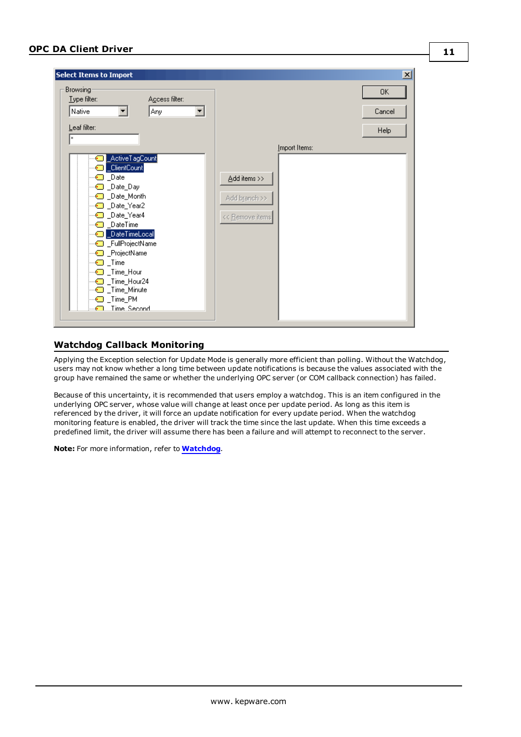## Watchdog Callback Monitoring

Applying the Exception selection for Update Mode is generally more efficient than polling. Without the Watchdog, users may not know whether a long time between update notifications is because the values associated with the group have remained the same or whether the underlying OPC server (or COM callback connection) has failed.

Because of this uncertainty, it is recommended that users employ a watchdog. This is an item configured in the underlying OPC server, whose value will change at least once per update period. As long as this item is referenced by the driver, it will force an update notification for every update period. When the watchdog monitoring feature is enabled, the driver will track the time since the last update. When this time exceeds a predefined limit, the driver will assume there has been a failure and will attempt to reconnect to the server.

**Note:** For more information, refer to **Watchdog**.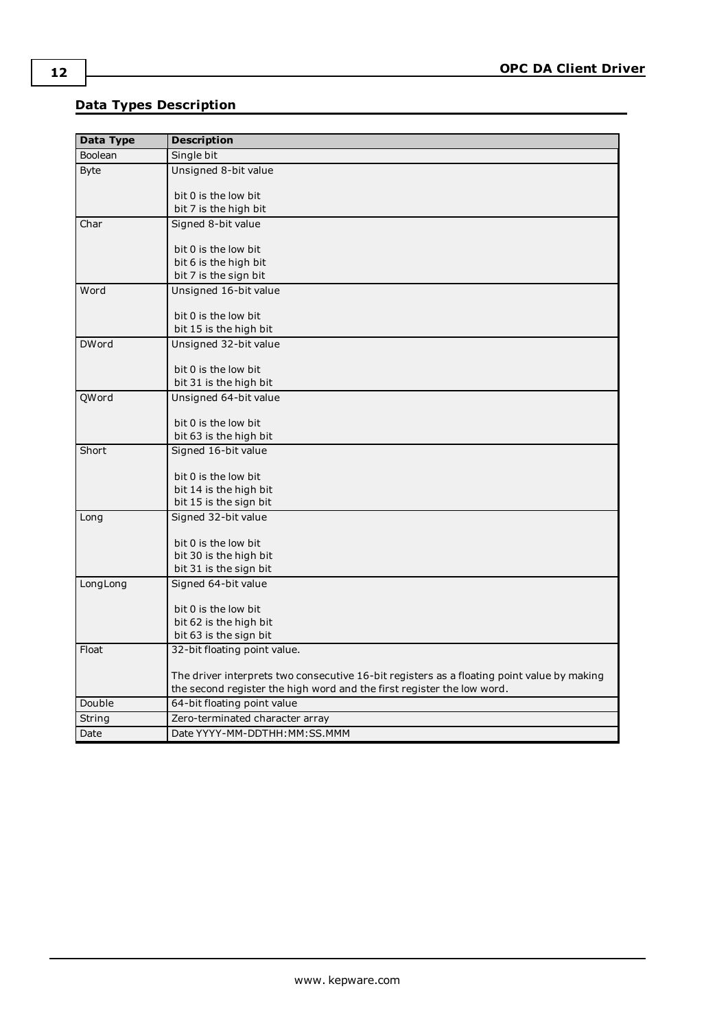## Data Types Description

| Data Type | Description |
| --- | --- |
| Boolean | Single bit |
| Byte | Unsigned 8-bit value<br><br>bit 0 is the low bit<br>bit 7 is the high bit |
| Char | Signed 8-bit value<br><br>bit 0 is the low bit<br>bit 6 is the high bit<br>bit 7 is the sign bit |
| Word | Unsigned 16-bit value<br><br>bit 0 is the low bit<br>bit 15 is the high bit |
| DWord | Unsigned 32-bit value<br><br>bit 0 is the low bit<br>bit 31 is the high bit |
| QWord | Unsigned 64-bit value<br><br>bit 0 is the low bit<br>bit 63 is the high bit |
| Short | Signed 16-bit value<br><br>bit 0 is the low bit<br>bit 14 is the high bit<br>bit 15 is the sign bit |
| Long | Signed 32-bit value<br><br>bit 0 is the low bit<br>bit 30 is the high bit<br>bit 31 is the sign bit |
| LongLong | Signed 64-bit value<br><br>bit 0 is the low bit<br>bit 62 is the high bit<br>bit 63 is the sign bit |
| Float | 32-bit floating point value.<br><br>The driver interprets two consecutive 16-bit registers as a floating point value by making the second register the high word and the first register the low word. |
| Double | 64-bit floating point value |
| String | Zero-terminated character array |
| Date | Date YYYY-MM-DDTHH:MM:SS.MMM |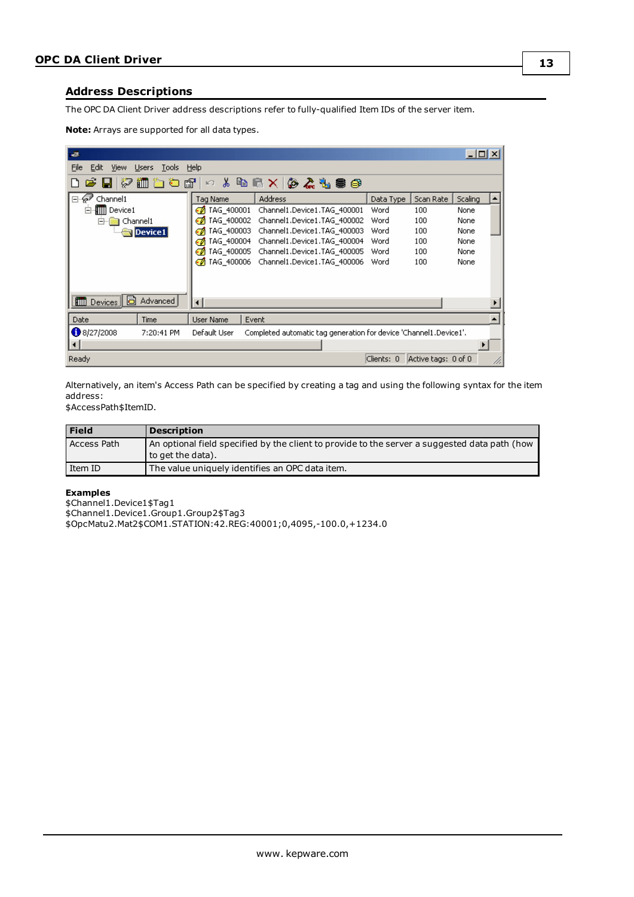## Address Descriptions

The OPC DA Client Driver address descriptions refer to fully-qualified Item IDs of the server item.

**Note:** Arrays are supported for all data types.

Alternatively, an item's Access Path can be specified by creating a tag and using the following syntax for the item address:
$AccessPath$ItemID.

| Field | Description |
|---|---|
| Access Path | An optional field specified by the client to provide to the server a suggested data path (how to get the data). |
| Item ID | The value uniquely identifies an OPC data item. |

**Examples**
$Channel1.Device1$Tag1
$Channel1.Device1.Group1.Group2$Tag3
$OpcMatu2.Mat2$COM1.STATION:42.REG:40001;0,4095,-100.0,+1234.0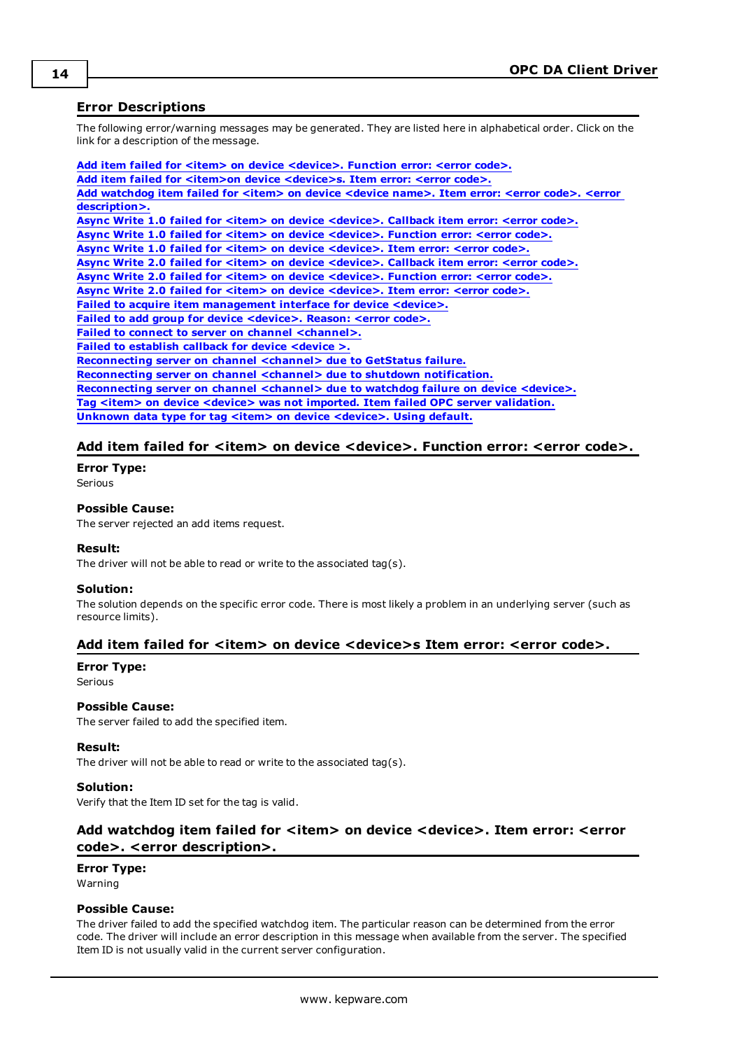## Error Descriptions

The following error/warning messages may be generated. They are listed here in alphabetical order. Click on the link for a description of the message.

**Add item failed for <item> on device <device>. Function error: <error code>.**
**Add item failed for <item>on device <device>s. Item error: <error code>.**
**Add watchdog item failed for <item> on device <device name>. Item error: <error code>. <error description>.**
**Async Write 1.0 failed for <item> on device <device>. Callback item error: <error code>.**
**Async Write 1.0 failed for <item> on device <device>. Function error: <error code>.**
**Async Write 1.0 failed for <item> on device <device>. Item error: <error code>.**
**Async Write 2.0 failed for <item> on device <device>. Callback item error: <error code>.**
**Async Write 2.0 failed for <item> on device <device>. Function error: <error code>.**
**Async Write 2.0 failed for <item> on device <device>. Item error: <error code>.**
**Failed to acquire item management interface for device <device>.**
**Failed to add group for device <device>. Reason: <error code>.**
**Failed to connect to server on channel <channel>.**
**Failed to establish callback for device <device >.**
**Reconnecting server on channel <channel> due to GetStatus failure.**
**Reconnecting server on channel <channel> due to shutdown notification.**
**Reconnecting server on channel <channel> due to watchdog failure on device <device>.**
**Tag <item> on device <device> was not imported. Item failed OPC server validation.**
**Unknown data type for tag <item> on device <device>. Using default.**

### Add item failed for <item> on device <device>. Function error: <error code>.

**Error Type:**
Serious

**Possible Cause:**
The server rejected an add items request.

**Result:**
The driver will not be able to read or write to the associated tag(s).

**Solution:**
The solution depends on the specific error code. There is most likely a problem in an underlying server (such as resource limits).

### Add item failed for <item> on device <device>s Item error: <error code>.

**Error Type:**
Serious

**Possible Cause:**
The server failed to add the specified item.

**Result:**
The driver will not be able to read or write to the associated tag(s).

**Solution:**
Verify that the Item ID set for the tag is valid.

### Add watchdog item failed for <item> on device <device>. Item error: <error code>. <error description>.

**Error Type:**
Warning

**Possible Cause:**
The driver failed to add the specified watchdog item. The particular reason can be determined from the error code. The driver will include an error description in this message when available from the server. The specified Item ID is not usually valid in the current server configuration.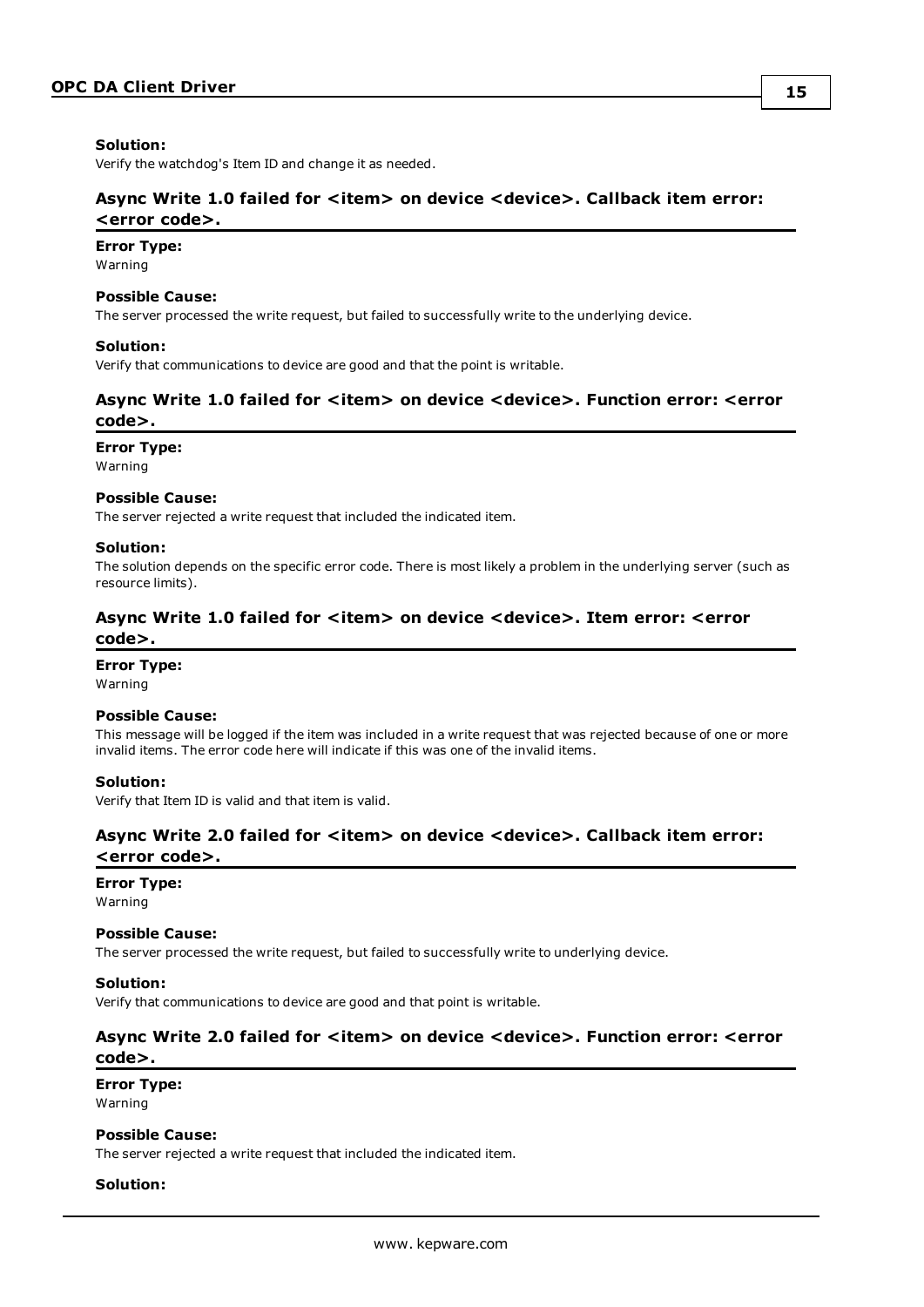**Solution:**
Verify the watchdog's Item ID and change it as needed.

### Async Write 1.0 failed for <item> on device <device>. Callback item error: <error code>.

**Error Type:**
Warning

**Possible Cause:**
The server processed the write request, but failed to successfully write to the underlying device.

**Solution:**
Verify that communications to device are good and that the point is writable.

### Async Write 1.0 failed for <item> on device <device>. Function error: <error code>.

**Error Type:**
Warning

**Possible Cause:**
The server rejected a write request that included the indicated item.

**Solution:**
The solution depends on the specific error code. There is most likely a problem in the underlying server (such as resource limits).

### Async Write 1.0 failed for <item> on device <device>. Item error: <error code>.

**Error Type:**
Warning

**Possible Cause:**
This message will be logged if the item was included in a write request that was rejected because of one or more invalid items. The error code here will indicate if this was one of the invalid items.

**Solution:**
Verify that Item ID is valid and that item is valid.

### Async Write 2.0 failed for <item> on device <device>. Callback item error: <error code>.

**Error Type:**
Warning

**Possible Cause:**
The server processed the write request, but failed to successfully write to underlying device.

**Solution:**
Verify that communications to device are good and that point is writable.

### Async Write 2.0 failed for <item> on device <device>. Function error: <error code>.

**Error Type:**
Warning

**Possible Cause:**
The server rejected a write request that included the indicated item.

**Solution:**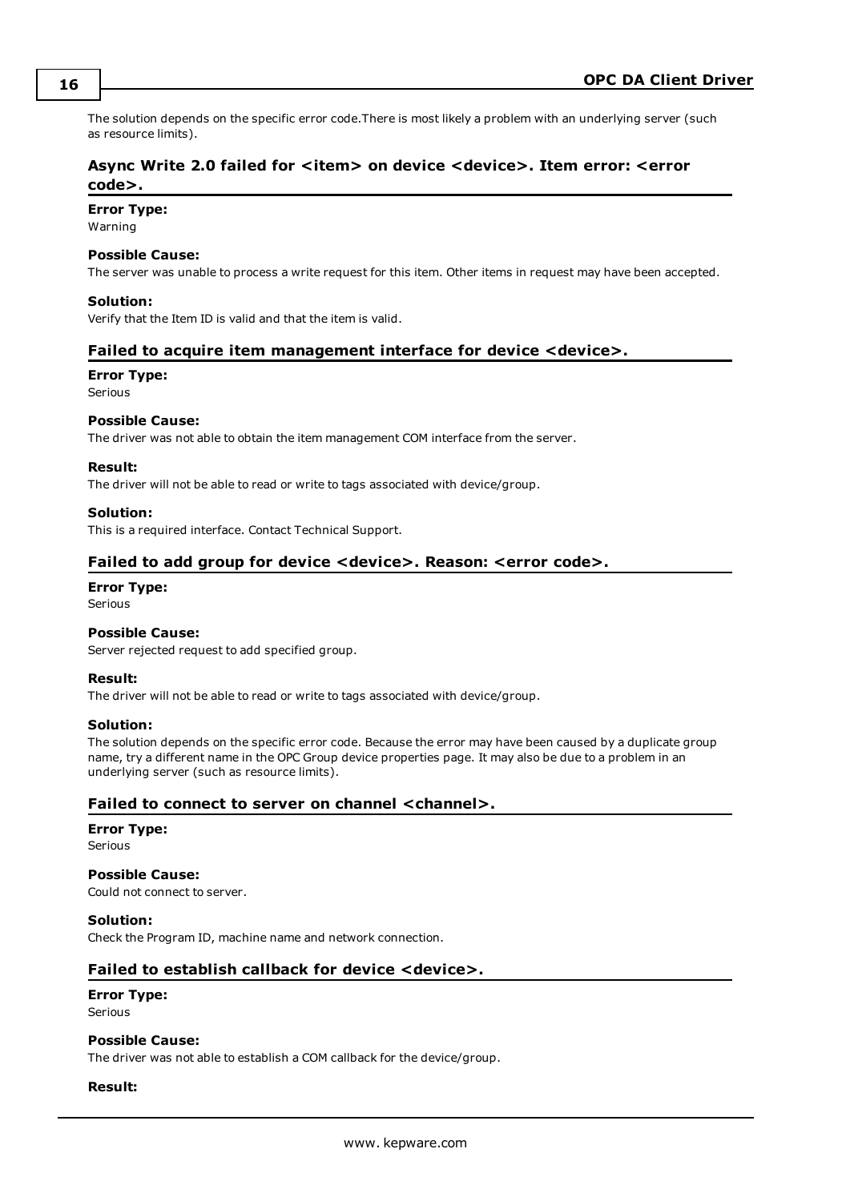The solution depends on the specific error code.There is most likely a problem with an underlying server (such as resource limits).

### Async Write 2.0 failed for <item> on device <device>. Item error: <error code>.

**Error Type:**
Warning

**Possible Cause:**
The server was unable to process a write request for this item. Other items in request may have been accepted.

**Solution:**
Verify that the Item ID is valid and that the item is valid.

### Failed to acquire item management interface for device <device>.

**Error Type:**
Serious

**Possible Cause:**
The driver was not able to obtain the item management COM interface from the server.

**Result:**
The driver will not be able to read or write to tags associated with device/group.

**Solution:**
This is a required interface. Contact Technical Support.

### Failed to add group for device <device>. Reason: <error code>.

**Error Type:**
Serious

**Possible Cause:**
Server rejected request to add specified group.

**Result:**
The driver will not be able to read or write to tags associated with device/group.

**Solution:**
The solution depends on the specific error code. Because the error may have been caused by a duplicate group name, try a different name in the OPC Group device properties page. It may also be due to a problem in an underlying server (such as resource limits).

### Failed to connect to server on channel <channel>.

**Error Type:**
Serious

**Possible Cause:**
Could not connect to server.

**Solution:**
Check the Program ID, machine name and network connection.

### Failed to establish callback for device <device>.

**Error Type:**
Serious

**Possible Cause:**
The driver was not able to establish a COM callback for the device/group.

**Result:**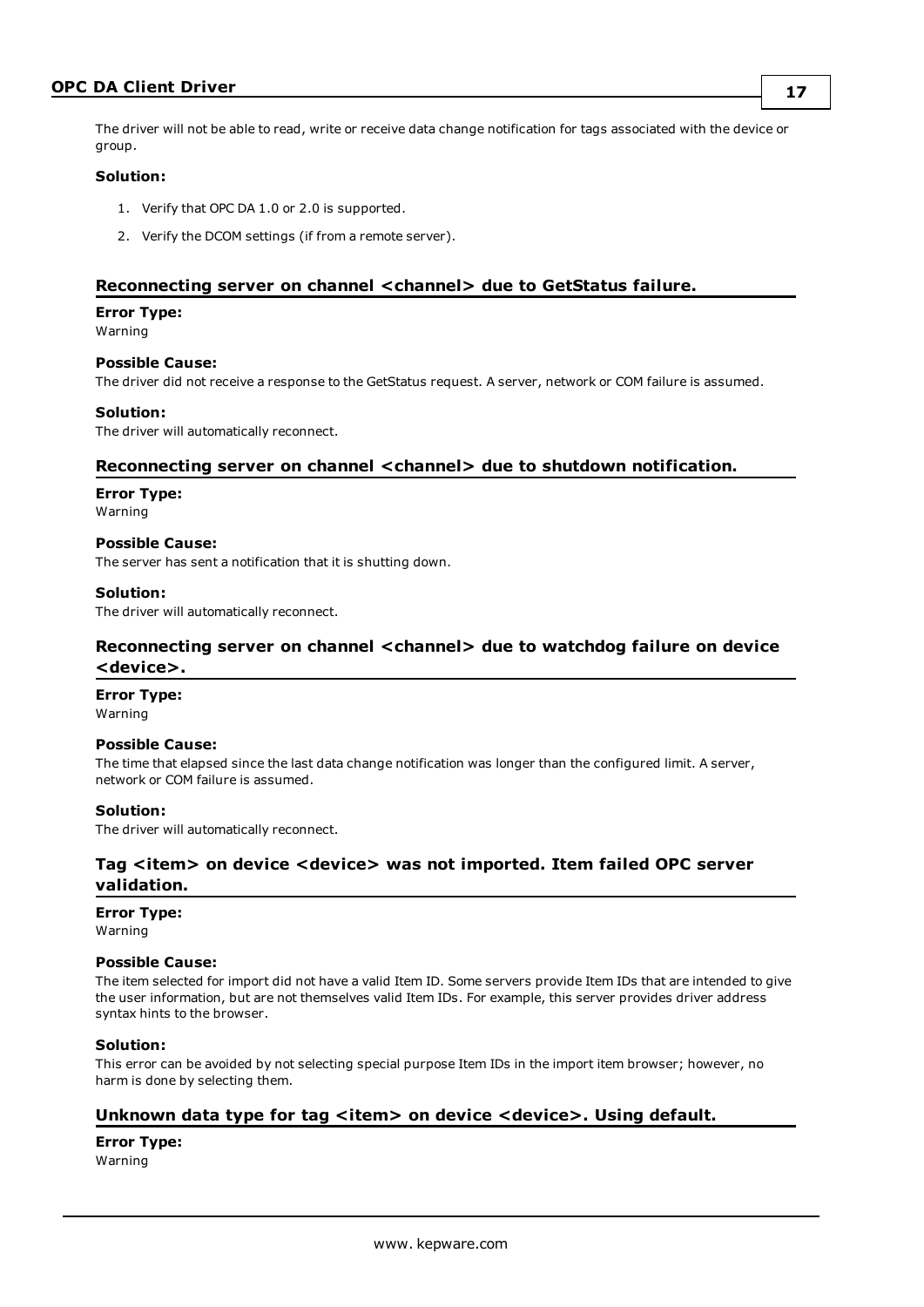The driver will not be able to read, write or receive data change notification for tags associated with the device or group.

**Solution:**

1. Verify that OPC DA 1.0 or 2.0 is supported.
2. Verify the DCOM settings (if from a remote server).

### Reconnecting server on channel <channel> due to GetStatus failure.

**Error Type:**
Warning

**Possible Cause:**
The driver did not receive a response to the GetStatus request. A server, network or COM failure is assumed.

**Solution:**
The driver will automatically reconnect.

### Reconnecting server on channel <channel> due to shutdown notification.

**Error Type:**
Warning

**Possible Cause:**
The server has sent a notification that it is shutting down.

**Solution:**
The driver will automatically reconnect.

### Reconnecting server on channel <channel> due to watchdog failure on device <device>.

**Error Type:**
Warning

**Possible Cause:**
The time that elapsed since the last data change notification was longer than the configured limit. A server, network or COM failure is assumed.

**Solution:**
The driver will automatically reconnect.

### Tag <item> on device <device> was not imported. Item failed OPC server validation.

**Error Type:**
Warning

**Possible Cause:**
The item selected for import did not have a valid Item ID. Some servers provide Item IDs that are intended to give the user information, but are not themselves valid Item IDs. For example, this server provides driver address syntax hints to the browser.

**Solution:**
This error can be avoided by not selecting special purpose Item IDs in the import item browser; however, no harm is done by selecting them.

### Unknown data type for tag <item> on device <device>. Using default.

**Error Type:**
Warning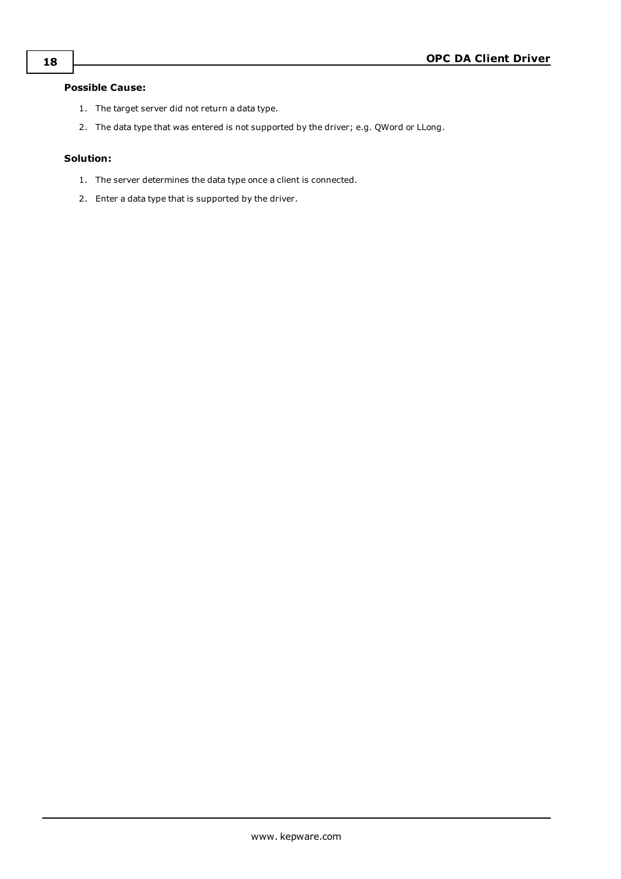**Possible Cause:**

1. The target server did not return a data type.
2. The data type that was entered is not supported by the driver; e.g. QWord or LLong.

**Solution:**

1. The server determines the data type once a client is connected.
2. Enter a data type that is supported by the driver.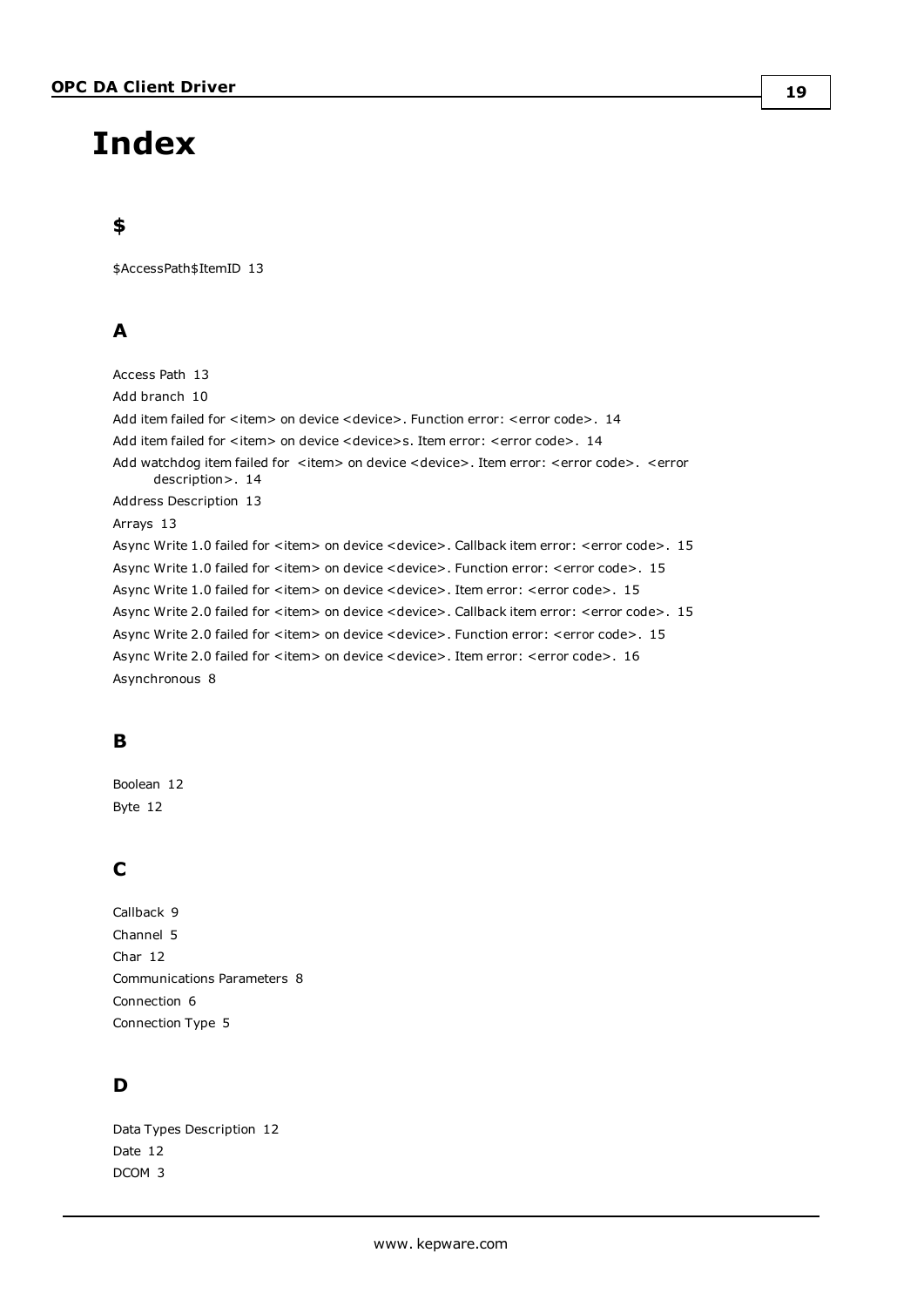# Index

## $

$AccessPath$ItemID 13

## A

Access Path 13

Add branch 10

Add item failed for <item> on device <device>. Function error: <error code>. 14

Add item failed for <item> on device <device>s. Item error: <error code>. 14

Add watchdog item failed for <item> on device <device>. Item error: <error code>. <error description>. 14

Address Description 13

Arrays 13

Async Write 1.0 failed for <item> on device <device>. Callback item error: <error code>. 15

Async Write 1.0 failed for <item> on device <device>. Function error: <error code>. 15

Async Write 1.0 failed for <item> on device <device>. Item error: <error code>. 15

Async Write 2.0 failed for <item> on device <device>. Callback item error: <error code>. 15

Async Write 2.0 failed for <item> on device <device>. Function error: <error code>. 15

Async Write 2.0 failed for <item> on device <device>. Item error: <error code>. 16

Asynchronous 8

## B

Boolean 12

Byte 12

## C

Callback 9

Channel 5

Char 12

Communications Parameters 8

Connection 6

Connection Type 5

## D

Data Types Description 12

Date 12

DCOM 3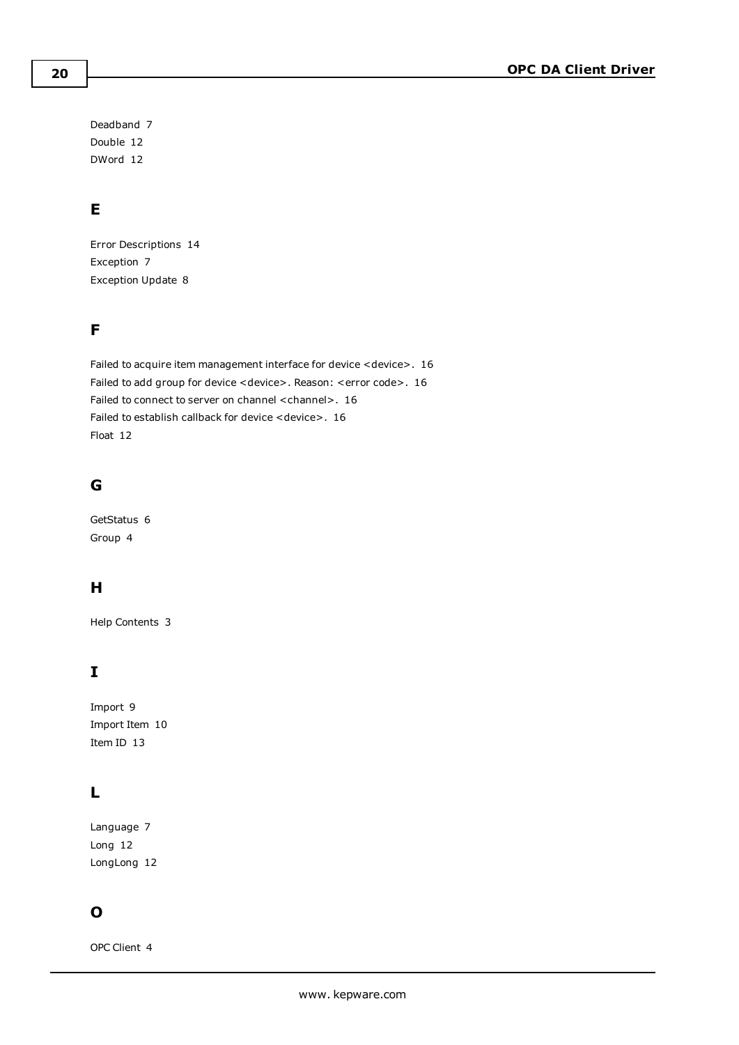Deadband 7
Double 12
DWord 12

## E

Error Descriptions 14
Exception 7
Exception Update 8

## F

Failed to acquire item management interface for device <device>. 16
Failed to add group for device <device>. Reason: <error code>. 16
Failed to connect to server on channel <channel>. 16
Failed to establish callback for device <device>. 16
Float 12

## G

GetStatus 6
Group 4

## H

Help Contents 3

## I

Import 9
Import Item 10
Item ID 13

## L

Language 7
Long 12
LongLong 12

## O

OPC Client 4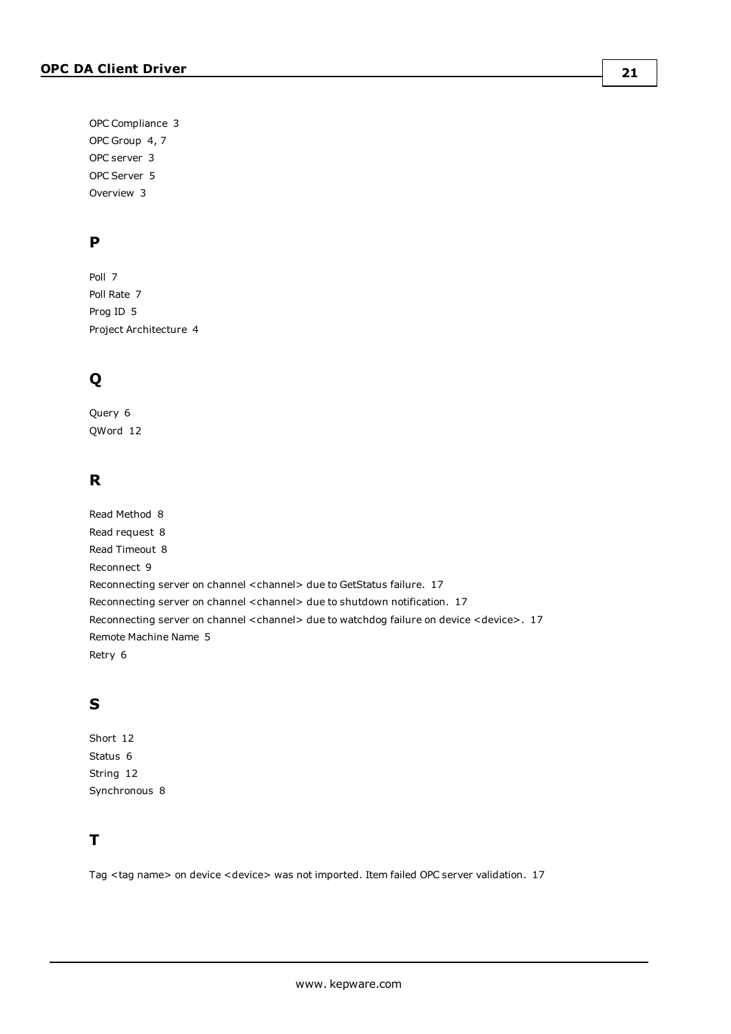OPC Compliance 3
OPC Group 4, 7
OPC server 3
OPC Server 5
Overview 3

## P

Poll 7
Poll Rate 7
Prog ID 5
Project Architecture 4

## Q

Query 6
QWord 12

## R

Read Method 8
Read request 8
Read Timeout 8
Reconnect 9
Reconnecting server on channel <channel> due to GetStatus failure. 17
Reconnecting server on channel <channel> due to shutdown notification. 17
Reconnecting server on channel <channel> due to watchdog failure on device <device>. 17
Remote Machine Name 5
Retry 6

## S

Short 12
Status 6
String 12
Synchronous 8

## T

Tag <tag name> on device <device> was not imported. Item failed OPC server validation. 17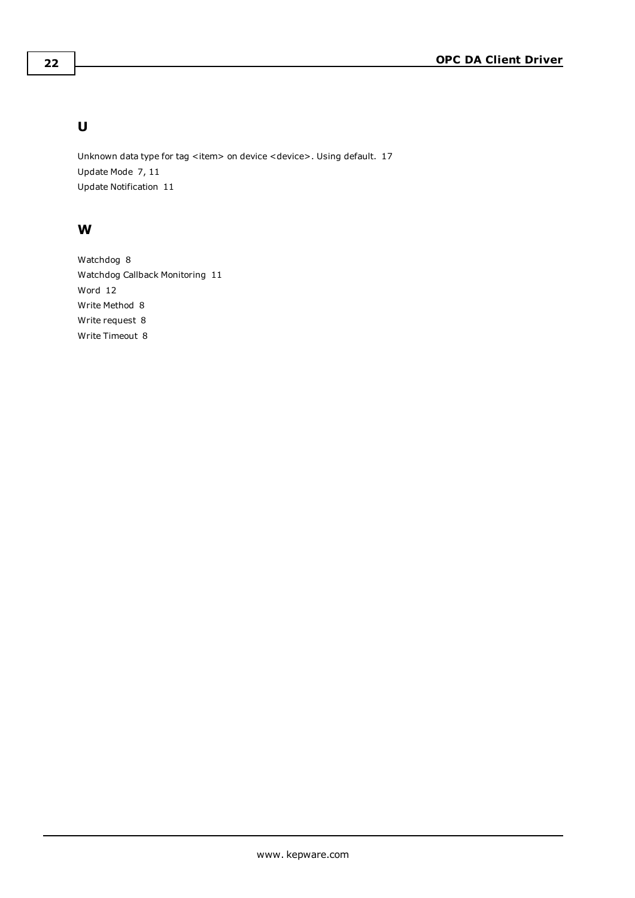## U

Unknown data type for tag <item> on device <device>. Using default. 17
Update Mode 7, 11
Update Notification 11

## W

Watchdog 8
Watchdog Callback Monitoring 11
Word 12
Write Method 8
Write request 8
Write Timeout 8